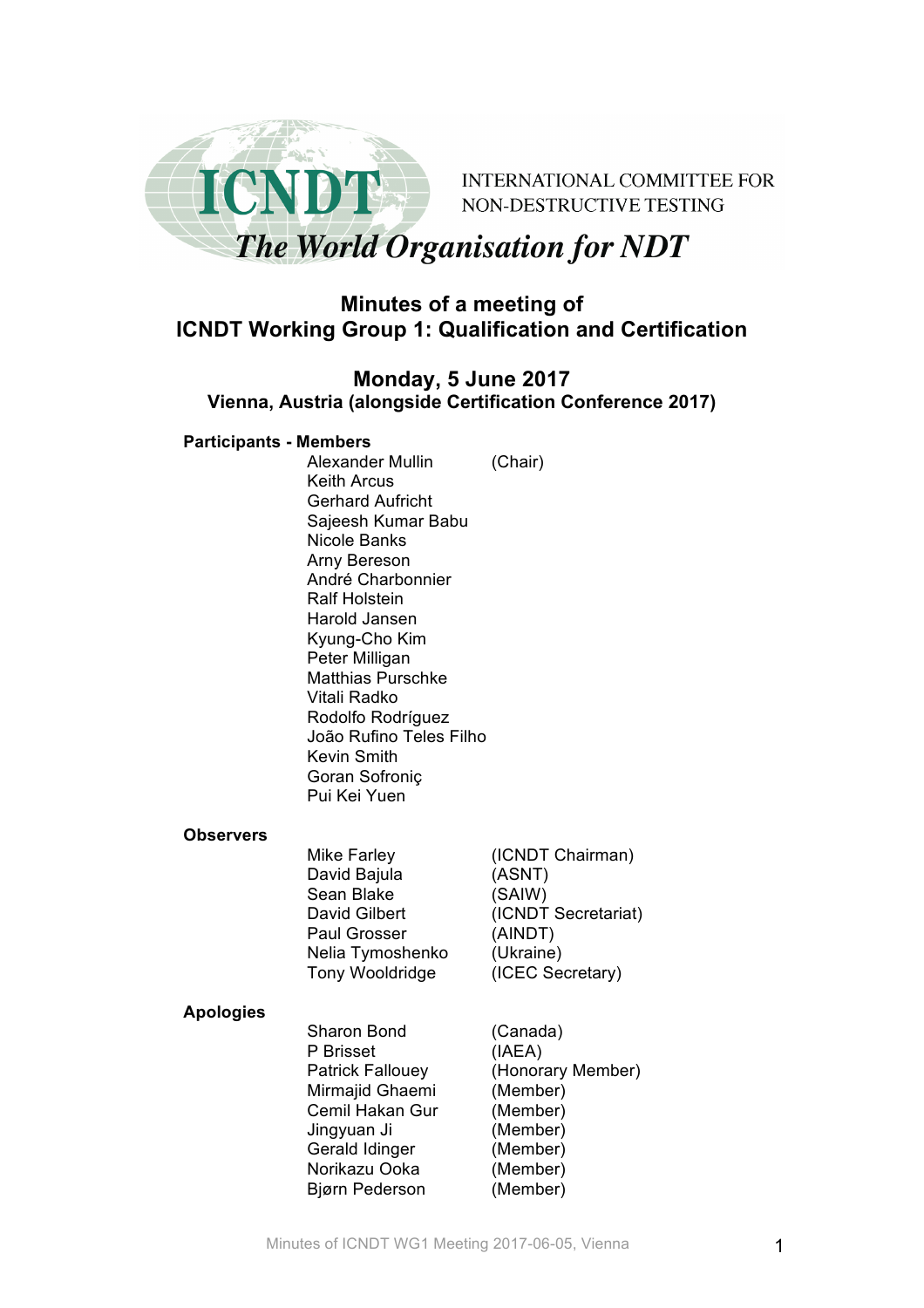ICNDT

INTERNATIONAL COMMITTEE FOR NON-DESTRUCTIVE TESTING

*The World Organisation for NDT*

# Minutes of a meeting of ICNDT Working Group 1: Qualification and Certification

## Monday, 5 June 2017

**Vienna, Austria (alongside Certification Conference 2017)**

**Participants - Members**

| | |
|---|---|
| Alexander Mullin | (Chair) |
| Keith Arcus | |
| Gerhard Aufricht | |
| Sajeesh Kumar Babu | |
| Nicole Banks | |
| Arny Bereson | |
| André Charbonnier | |
| Ralf Holstein | |
| Harold Jansen | |
| Kyung-Cho Kim | |
| Peter Milligan | |
| Matthias Purschke | |
| Vitali Radko | |
| Rodolfo Rodríguez | |
| João Rufino Teles Filho | |
| Kevin Smith | |
| Goran Sofroniç | |
| Pui Kei Yuen | |

**Observers**

| | |
|---|---|
| Mike Farley | (ICNDT Chairman) |
| David Bajula | (ASNT) |
| Sean Blake | (SAIW) |
| David Gilbert | (ICNDT Secretariat) |
| Paul Grosser | (AINDT) |
| Nelia Tymoshenko | (Ukraine) |
| Tony Wooldridge | (ICEC Secretary) |

**Apologies**

| | |
|---|---|
| Sharon Bond | (Canada) |
| P Brisset | (IAEA) |
| Patrick Fallouey | (Honorary Member) |
| Mirmajid Ghaemi | (Member) |
| Cemil Hakan Gur | (Member) |
| Jingyuan Ji | (Member) |
| Gerald Idinger | (Member) |
| Norikazu Ooka | (Member) |
| Bjørn Pederson | (Member) |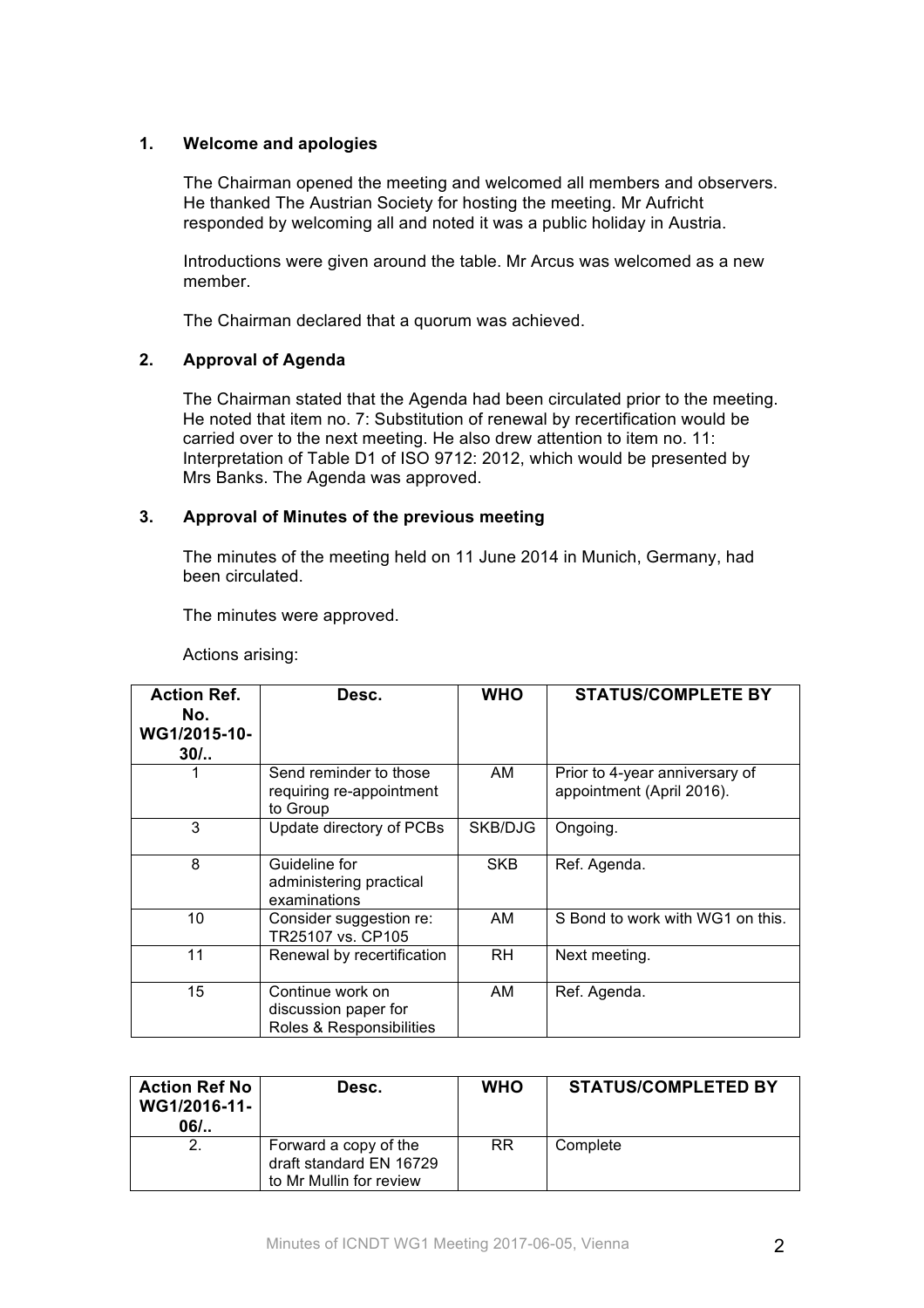## 1. Welcome and apologies

The Chairman opened the meeting and welcomed all members and observers. He thanked The Austrian Society for hosting the meeting. Mr Aufricht responded by welcoming all and noted it was a public holiday in Austria.

Introductions were given around the table. Mr Arcus was welcomed as a new member.

The Chairman declared that a quorum was achieved.

## 2. Approval of Agenda

The Chairman stated that the Agenda had been circulated prior to the meeting. He noted that item no. 7: Substitution of renewal by recertification would be carried over to the next meeting. He also drew attention to item no. 11: Interpretation of Table D1 of ISO 9712: 2012, which would be presented by Mrs Banks. The Agenda was approved.

## 3. Approval of Minutes of the previous meeting

The minutes of the meeting held on 11 June 2014 in Munich, Germany, had been circulated.

The minutes were approved.

Actions arising:

| Action Ref. No. WG1/2015-10-30/.. | Desc. | WHO | STATUS/COMPLETE BY |
|---|---|---|---|
| 1 | Send reminder to those requiring re-appointment to Group | AM | Prior to 4-year anniversary of appointment (April 2016). |
| 3 | Update directory of PCBs | SKB/DJG | Ongoing. |
| 8 | Guideline for administering practical examinations | SKB | Ref. Agenda. |
| 10 | Consider suggestion re: TR25107 vs. CP105 | AM | S Bond to work with WG1 on this. |
| 11 | Renewal by recertification | RH | Next meeting. |
| 15 | Continue work on discussion paper for Roles & Responsibilities | AM | Ref. Agenda. |

| Action Ref No WG1/2016-11-06/.. | Desc. | WHO | STATUS/COMPLETED BY |
|---|---|---|---|
| 2. | Forward a copy of the draft standard EN 16729 to Mr Mullin for review | RR | Complete |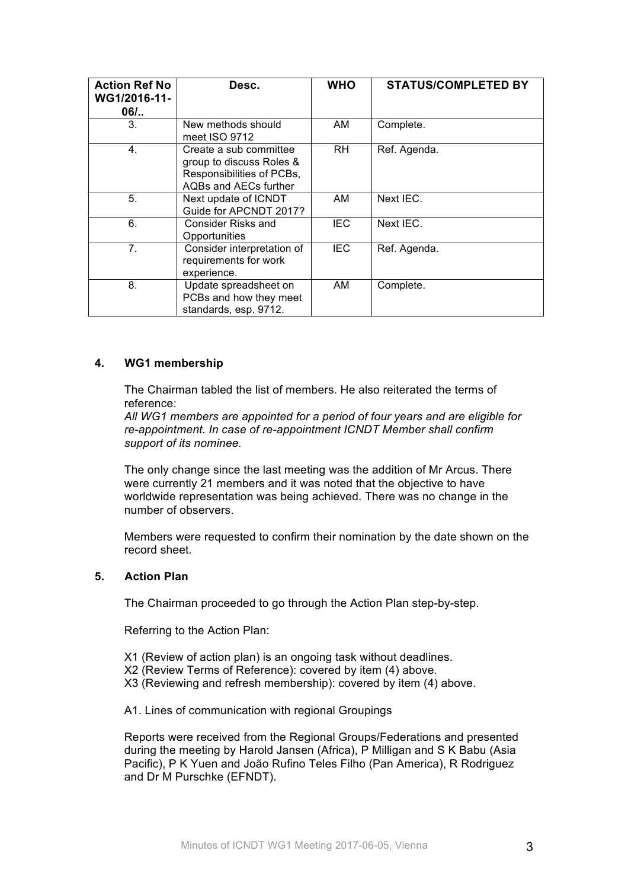| Action Ref No WG1/2016-11-06/.. | Desc. | WHO | STATUS/COMPLETED BY |
|---|---|---|---|
| 3. | New methods should meet ISO 9712 | AM | Complete. |
| 4. | Create a sub committee group to discuss Roles & Responsibilities of PCBs, AQBs and AECs further | RH | Ref. Agenda. |
| 5. | Next update of ICNDT Guide for APCNDT 2017? | AM | Next IEC. |
| 6. | Consider Risks and Opportunities | IEC | Next IEC. |
| 7. | Consider interpretation of requirements for work experience. | IEC | Ref. Agenda. |
| 8. | Update spreadsheet on PCBs and how they meet standards, esp. 9712. | AM | Complete. |

## 4. WG1 membership

The Chairman tabled the list of members. He also reiterated the terms of reference:
*All WG1 members are appointed for a period of four years and are eligible for re-appointment. In case of re-appointment ICNDT Member shall confirm support of its nominee.*

The only change since the last meeting was the addition of Mr Arcus. There were currently 21 members and it was noted that the objective to have worldwide representation was being achieved. There was no change in the number of observers.

Members were requested to confirm their nomination by the date shown on the record sheet.

## 5. Action Plan

The Chairman proceeded to go through the Action Plan step-by-step.

Referring to the Action Plan:

X1 (Review of action plan) is an ongoing task without deadlines.
X2 (Review Terms of Reference): covered by item (4) above.
X3 (Reviewing and refresh membership): covered by item (4) above.

A1. Lines of communication with regional Groupings

Reports were received from the Regional Groups/Federations and presented during the meeting by Harold Jansen (Africa), P Milligan and S K Babu (Asia Pacific), P K Yuen and João Rufino Teles Filho (Pan America), R Rodriguez and Dr M Purschke (EFNDT).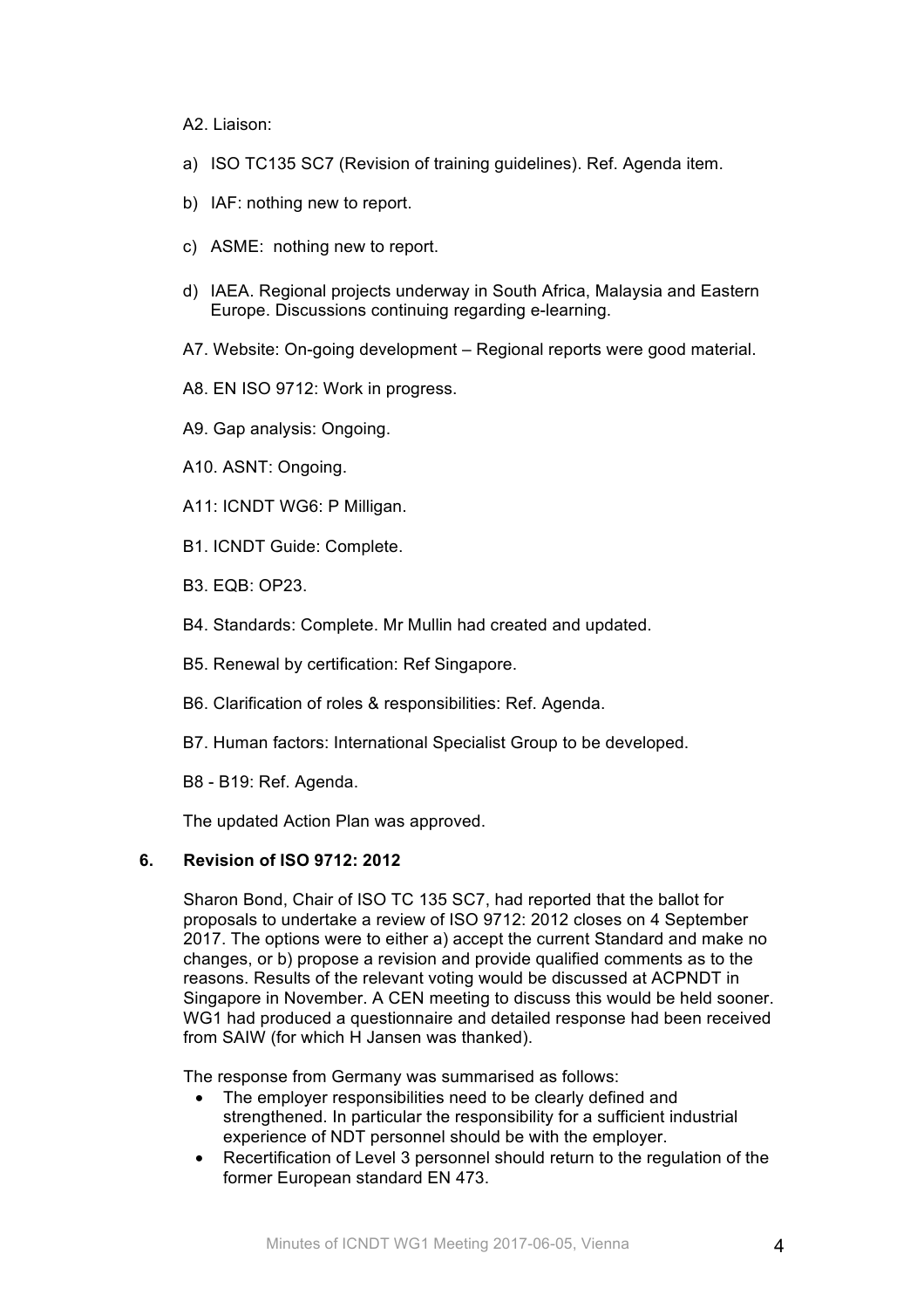A2. Liaison:

a) ISO TC135 SC7 (Revision of training guidelines). Ref. Agenda item.

b) IAF: nothing new to report.

c) ASME: nothing new to report.

d) IAEA. Regional projects underway in South Africa, Malaysia and Eastern Europe. Discussions continuing regarding e-learning.

A7. Website: On-going development – Regional reports were good material.

A8. EN ISO 9712: Work in progress.

A9. Gap analysis: Ongoing.

A10. ASNT: Ongoing.

A11: ICNDT WG6: P Milligan.

B1. ICNDT Guide: Complete.

B3. EQB: OP23.

B4. Standards: Complete. Mr Mullin had created and updated.

B5. Renewal by certification: Ref Singapore.

B6. Clarification of roles & responsibilities: Ref. Agenda.

B7. Human factors: International Specialist Group to be developed.

B8 - B19: Ref. Agenda.

The updated Action Plan was approved.

## 6. Revision of ISO 9712: 2012

Sharon Bond, Chair of ISO TC 135 SC7, had reported that the ballot for proposals to undertake a review of ISO 9712: 2012 closes on 4 September 2017. The options were to either a) accept the current Standard and make no changes, or b) propose a revision and provide qualified comments as to the reasons. Results of the relevant voting would be discussed at ACPNDT in Singapore in November. A CEN meeting to discuss this would be held sooner. WG1 had produced a questionnaire and detailed response had been received from SAIW (for which H Jansen was thanked).

The response from Germany was summarised as follows:

- The employer responsibilities need to be clearly defined and strengthened. In particular the responsibility for a sufficient industrial experience of NDT personnel should be with the employer.
- Recertification of Level 3 personnel should return to the regulation of the former European standard EN 473.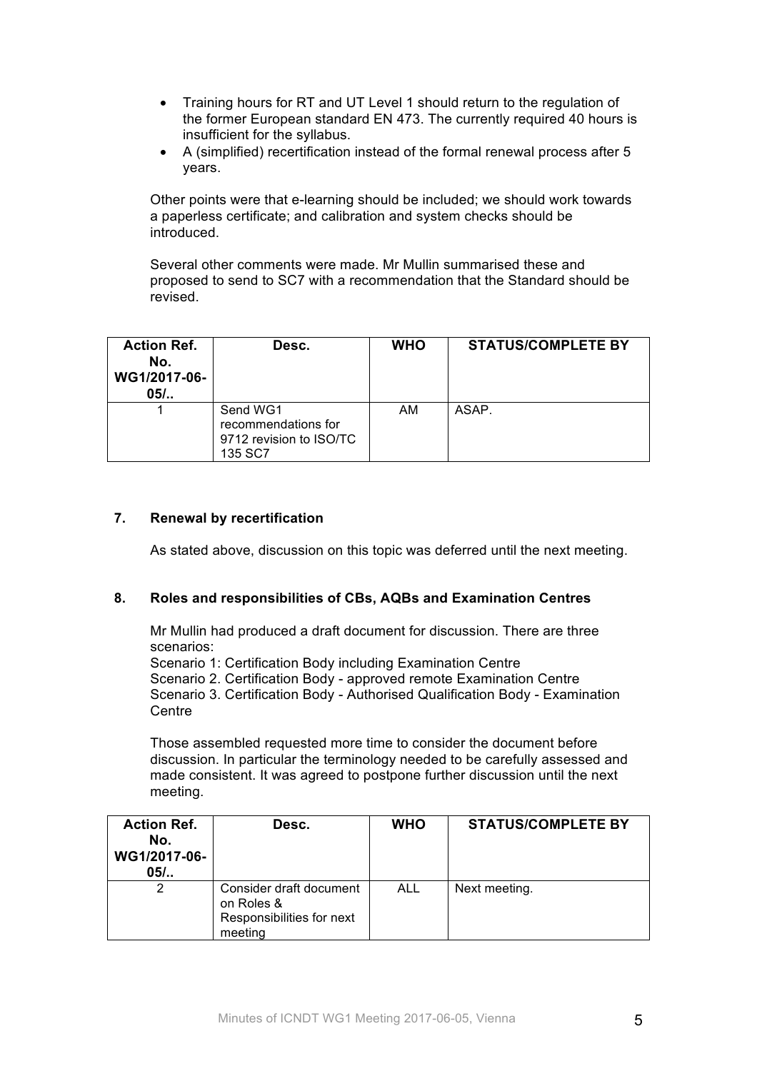- Training hours for RT and UT Level 1 should return to the regulation of the former European standard EN 473. The currently required 40 hours is insufficient for the syllabus.
- A (simplified) recertification instead of the formal renewal process after 5 years.

Other points were that e-learning should be included; we should work towards a paperless certificate; and calibration and system checks should be introduced.

Several other comments were made. Mr Mullin summarised these and proposed to send to SC7 with a recommendation that the Standard should be revised.

| Action Ref. No. WG1/2017-06-05/.. | Desc. | WHO | STATUS/COMPLETE BY |
|---|---|---|---|
| 1 | Send WG1 recommendations for 9712 revision to ISO/TC 135 SC7 | AM | ASAP. |

## 7. Renewal by recertification

As stated above, discussion on this topic was deferred until the next meeting.

## 8. Roles and responsibilities of CBs, AQBs and Examination Centres

Mr Mullin had produced a draft document for discussion. There are three scenarios:
Scenario 1: Certification Body including Examination Centre
Scenario 2. Certification Body - approved remote Examination Centre
Scenario 3. Certification Body - Authorised Qualification Body - Examination Centre

Those assembled requested more time to consider the document before discussion. In particular the terminology needed to be carefully assessed and made consistent. It was agreed to postpone further discussion until the next meeting.

| Action Ref. No. WG1/2017-06-05/.. | Desc. | WHO | STATUS/COMPLETE BY |
|---|---|---|---|
| 2 | Consider draft document on Roles & Responsibilities for next meeting | ALL | Next meeting. |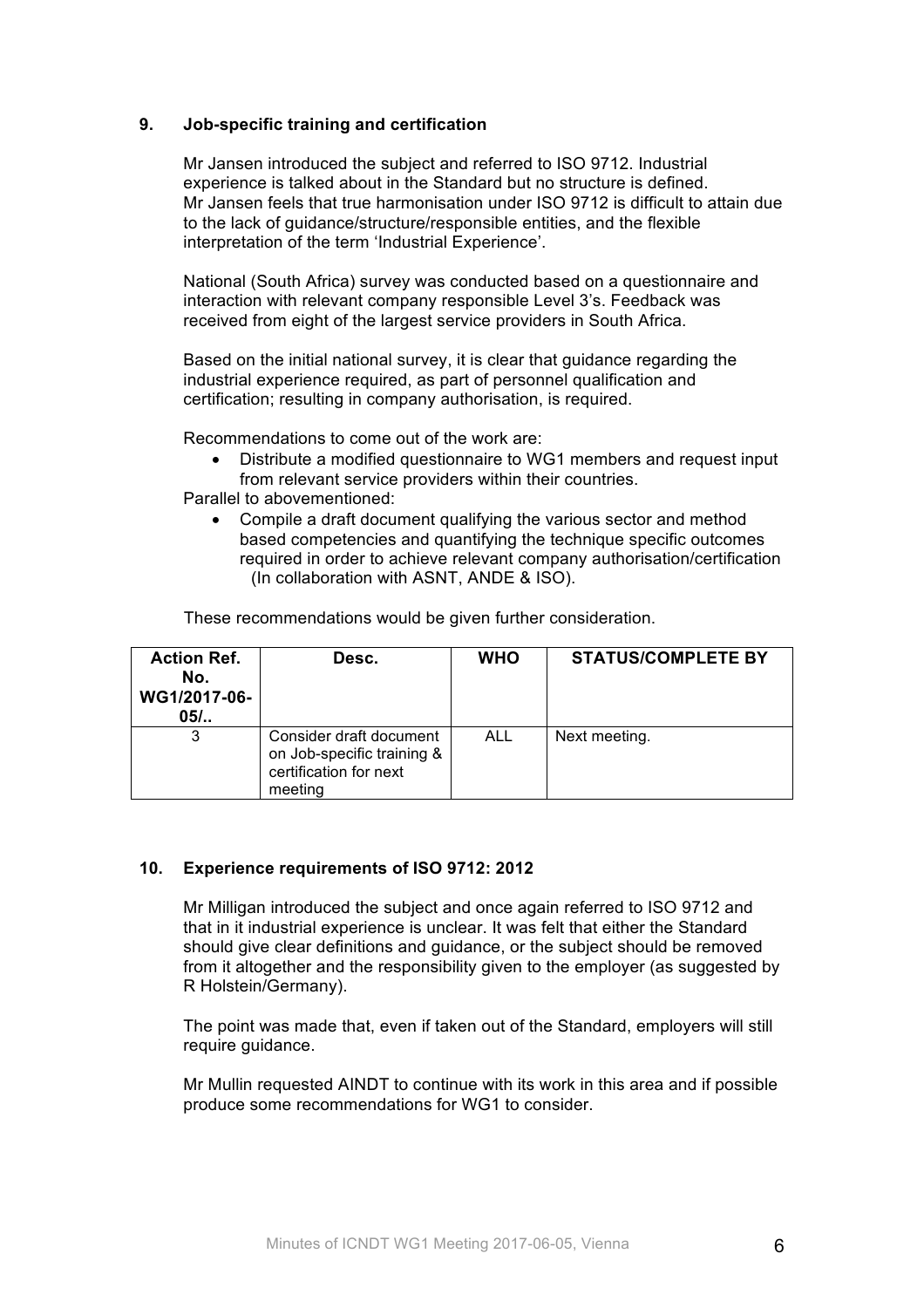## 9. Job-specific training and certification

Mr Jansen introduced the subject and referred to ISO 9712. Industrial experience is talked about in the Standard but no structure is defined. Mr Jansen feels that true harmonisation under ISO 9712 is difficult to attain due to the lack of guidance/structure/responsible entities, and the flexible interpretation of the term 'Industrial Experience'.

National (South Africa) survey was conducted based on a questionnaire and interaction with relevant company responsible Level 3's. Feedback was received from eight of the largest service providers in South Africa.

Based on the initial national survey, it is clear that guidance regarding the industrial experience required, as part of personnel qualification and certification; resulting in company authorisation, is required.

Recommendations to come out of the work are:

- Distribute a modified questionnaire to WG1 members and request input from relevant service providers within their countries.

Parallel to abovementioned:

- Compile a draft document qualifying the various sector and method based competencies and quantifying the technique specific outcomes required in order to achieve relevant company authorisation/certification (In collaboration with ASNT, ANDE & ISO).

These recommendations would be given further consideration.

| Action Ref. No. WG1/2017-06-05/.. | Desc. | WHO | STATUS/COMPLETE BY |
|---|---|---|---|
| 3 | Consider draft document on Job-specific training & certification for next meeting | ALL | Next meeting. |

## 10. Experience requirements of ISO 9712: 2012

Mr Milligan introduced the subject and once again referred to ISO 9712 and that in it industrial experience is unclear. It was felt that either the Standard should give clear definitions and guidance, or the subject should be removed from it altogether and the responsibility given to the employer (as suggested by R Holstein/Germany).

The point was made that, even if taken out of the Standard, employers will still require guidance.

Mr Mullin requested AINDT to continue with its work in this area and if possible produce some recommendations for WG1 to consider.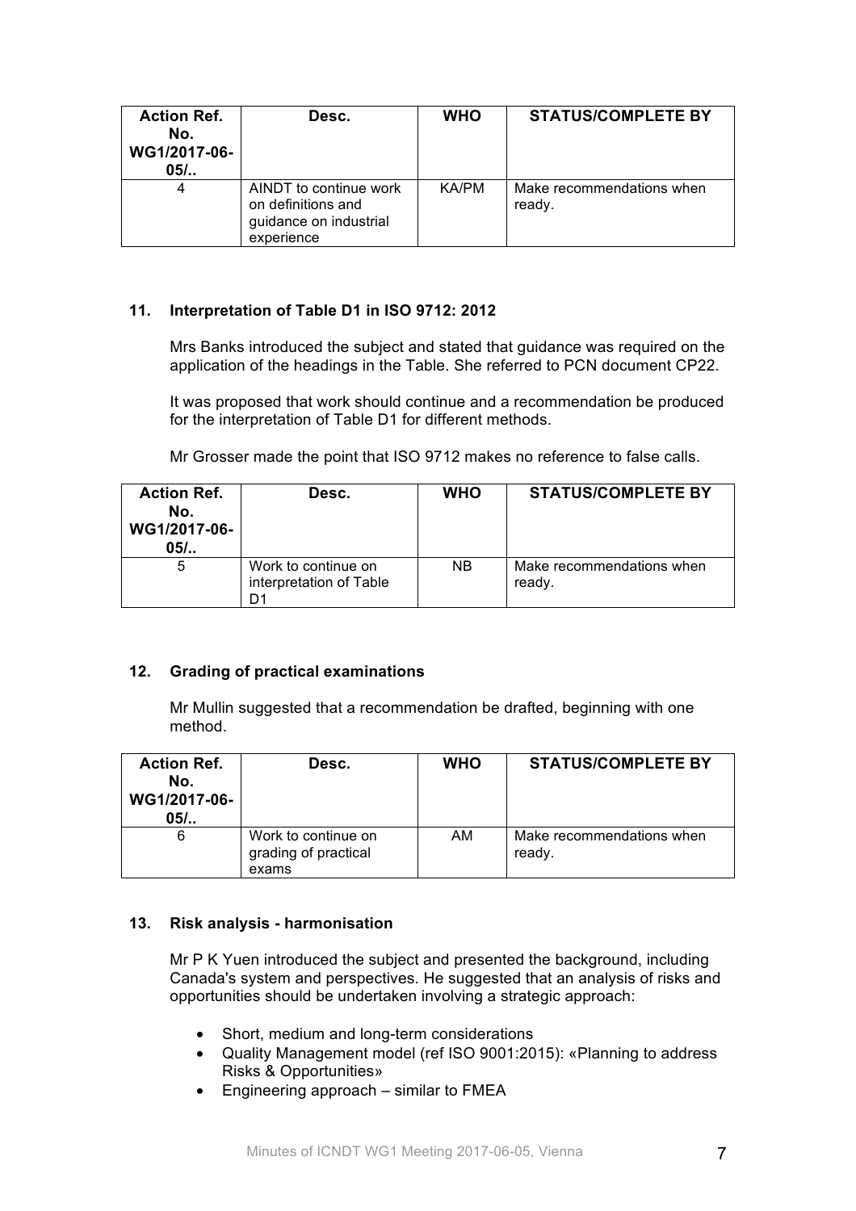| Action Ref. No. WG1/2017-06-05/.. | Desc. | WHO | STATUS/COMPLETE BY |
|---|---|---|---|
| 4 | AINDT to continue work on definitions and guidance on industrial experience | KA/PM | Make recommendations when ready. |

### 11. Interpretation of Table D1 in ISO 9712: 2012

Mrs Banks introduced the subject and stated that guidance was required on the application of the headings in the Table. She referred to PCN document CP22.

It was proposed that work should continue and a recommendation be produced for the interpretation of Table D1 for different methods.

Mr Grosser made the point that ISO 9712 makes no reference to false calls.

| Action Ref. No. WG1/2017-06-05/.. | Desc. | WHO | STATUS/COMPLETE BY |
|---|---|---|---|
| 5 | Work to continue on interpretation of Table D1 | NB | Make recommendations when ready. |

### 12. Grading of practical examinations

Mr Mullin suggested that a recommendation be drafted, beginning with one method.

| Action Ref. No. WG1/2017-06-05/.. | Desc. | WHO | STATUS/COMPLETE BY |
|---|---|---|---|
| 6 | Work to continue on grading of practical exams | AM | Make recommendations when ready. |

### 13. Risk analysis - harmonisation

Mr P K Yuen introduced the subject and presented the background, including Canada's system and perspectives. He suggested that an analysis of risks and opportunities should be undertaken involving a strategic approach:

- Short, medium and long-term considerations
- Quality Management model (ref ISO 9001:2015): «Planning to address Risks & Opportunities»
- Engineering approach – similar to FMEA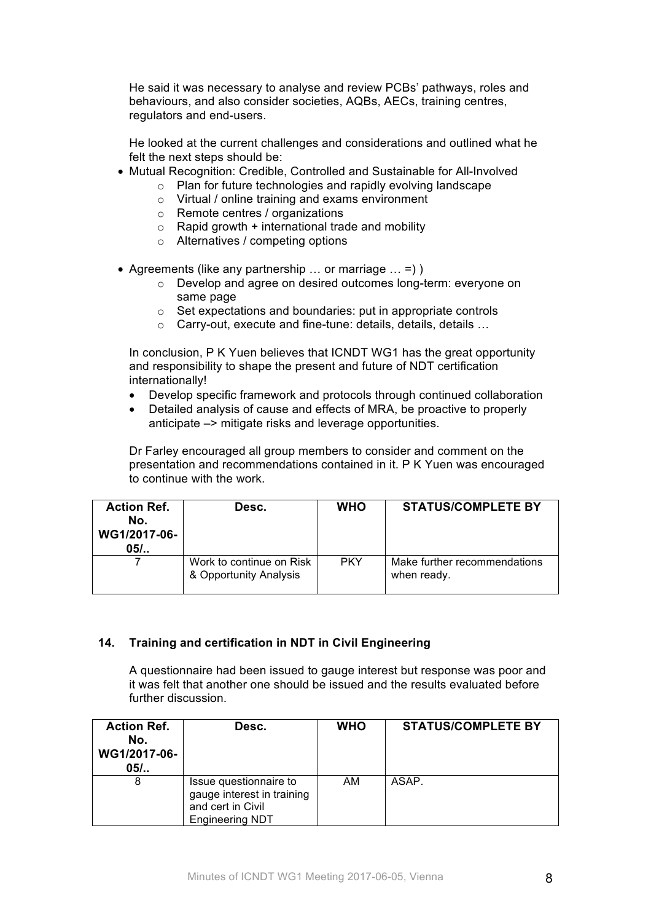He said it was necessary to analyse and review PCBs' pathways, roles and behaviours, and also consider societies, AQBs, AECs, training centres, regulators and end-users.

He looked at the current challenges and considerations and outlined what he felt the next steps should be:

- Mutual Recognition: Credible, Controlled and Sustainable for All-Involved
  - Plan for future technologies and rapidly evolving landscape
  - Virtual / online training and exams environment
  - Remote centres / organizations
  - Rapid growth + international trade and mobility
  - Alternatives / competing options
- Agreements (like any partnership … or marriage … =) )
  - Develop and agree on desired outcomes long-term: everyone on same page
  - Set expectations and boundaries: put in appropriate controls
  - Carry-out, execute and fine-tune: details, details, details …

In conclusion, P K Yuen believes that ICNDT WG1 has the great opportunity and responsibility to shape the present and future of NDT certification internationally!

- Develop specific framework and protocols through continued collaboration
- Detailed analysis of cause and effects of MRA, be proactive to properly anticipate –> mitigate risks and leverage opportunities.

Dr Farley encouraged all group members to consider and comment on the presentation and recommendations contained in it. P K Yuen was encouraged to continue with the work.

| Action Ref. No. WG1/2017-06-05/.. | Desc. | WHO | STATUS/COMPLETE BY |
|---|---|---|---|
| 7 | Work to continue on Risk & Opportunity Analysis | PKY | Make further recommendations when ready. |

### 14. Training and certification in NDT in Civil Engineering

A questionnaire had been issued to gauge interest but response was poor and it was felt that another one should be issued and the results evaluated before further discussion.

| Action Ref. No. WG1/2017-06-05/.. | Desc. | WHO | STATUS/COMPLETE BY |
|---|---|---|---|
| 8 | Issue questionnaire to gauge interest in training and cert in Civil Engineering NDT | AM | ASAP. |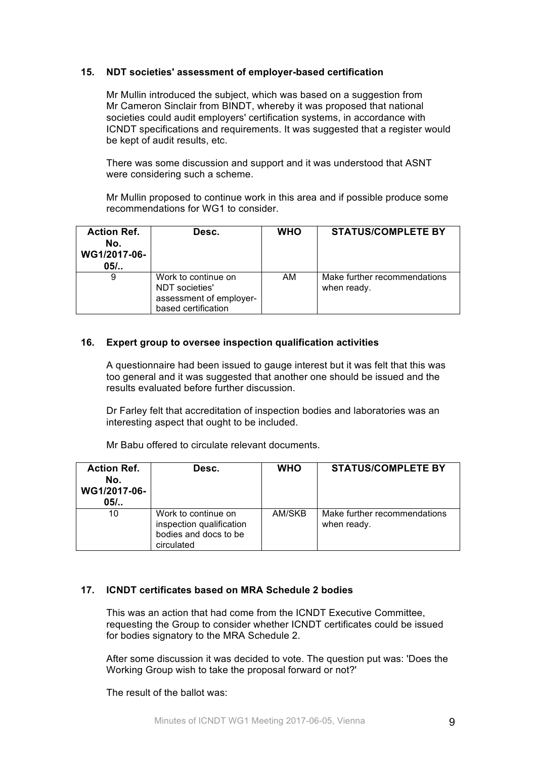## 15. NDT societies' assessment of employer-based certification

Mr Mullin introduced the subject, which was based on a suggestion from Mr Cameron Sinclair from BINDT, whereby it was proposed that national societies could audit employers' certification systems, in accordance with ICNDT specifications and requirements. It was suggested that a register would be kept of audit results, etc.

There was some discussion and support and it was understood that ASNT were considering such a scheme.

Mr Mullin proposed to continue work in this area and if possible produce some recommendations for WG1 to consider.

| Action Ref. No. WG1/2017-06-05/.. | Desc. | WHO | STATUS/COMPLETE BY |
|---|---|---|---|
| 9 | Work to continue on NDT societies' assessment of employer-based certification | AM | Make further recommendations when ready. |

## 16. Expert group to oversee inspection qualification activities

A questionnaire had been issued to gauge interest but it was felt that this was too general and it was suggested that another one should be issued and the results evaluated before further discussion.

Dr Farley felt that accreditation of inspection bodies and laboratories was an interesting aspect that ought to be included.

Mr Babu offered to circulate relevant documents.

| Action Ref. No. WG1/2017-06-05/.. | Desc. | WHO | STATUS/COMPLETE BY |
|---|---|---|---|
| 10 | Work to continue on inspection qualification bodies and docs to be circulated | AM/SKB | Make further recommendations when ready. |

## 17. ICNDT certificates based on MRA Schedule 2 bodies

This was an action that had come from the ICNDT Executive Committee, requesting the Group to consider whether ICNDT certificates could be issued for bodies signatory to the MRA Schedule 2.

After some discussion it was decided to vote. The question put was: 'Does the Working Group wish to take the proposal forward or not?'

The result of the ballot was: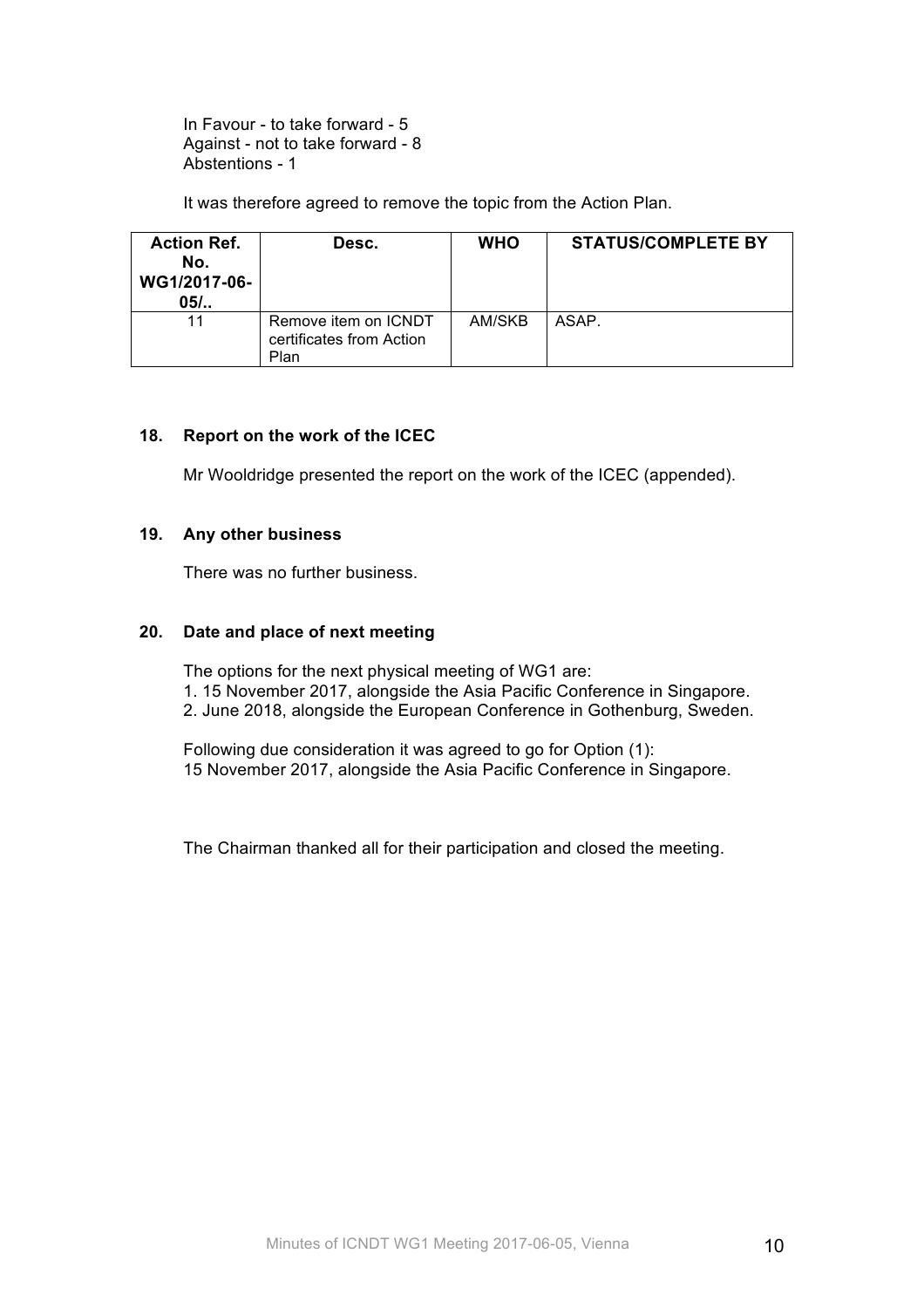In Favour - to take forward - 5
Against - not to take forward - 8
Abstentions - 1

It was therefore agreed to remove the topic from the Action Plan.

| Action Ref. No. WG1/2017-06-05/.. | Desc. | WHO | STATUS/COMPLETE BY |
|---|---|---|---|
| 11 | Remove item on ICNDT certificates from Action Plan | AM/SKB | ASAP. |

## 18. Report on the work of the ICEC

Mr Wooldridge presented the report on the work of the ICEC (appended).

## 19. Any other business

There was no further business.

## 20. Date and place of next meeting

The options for the next physical meeting of WG1 are:
1. 15 November 2017, alongside the Asia Pacific Conference in Singapore.
2. June 2018, alongside the European Conference in Gothenburg, Sweden.

Following due consideration it was agreed to go for Option (1):
15 November 2017, alongside the Asia Pacific Conference in Singapore.

The Chairman thanked all for their participation and closed the meeting.